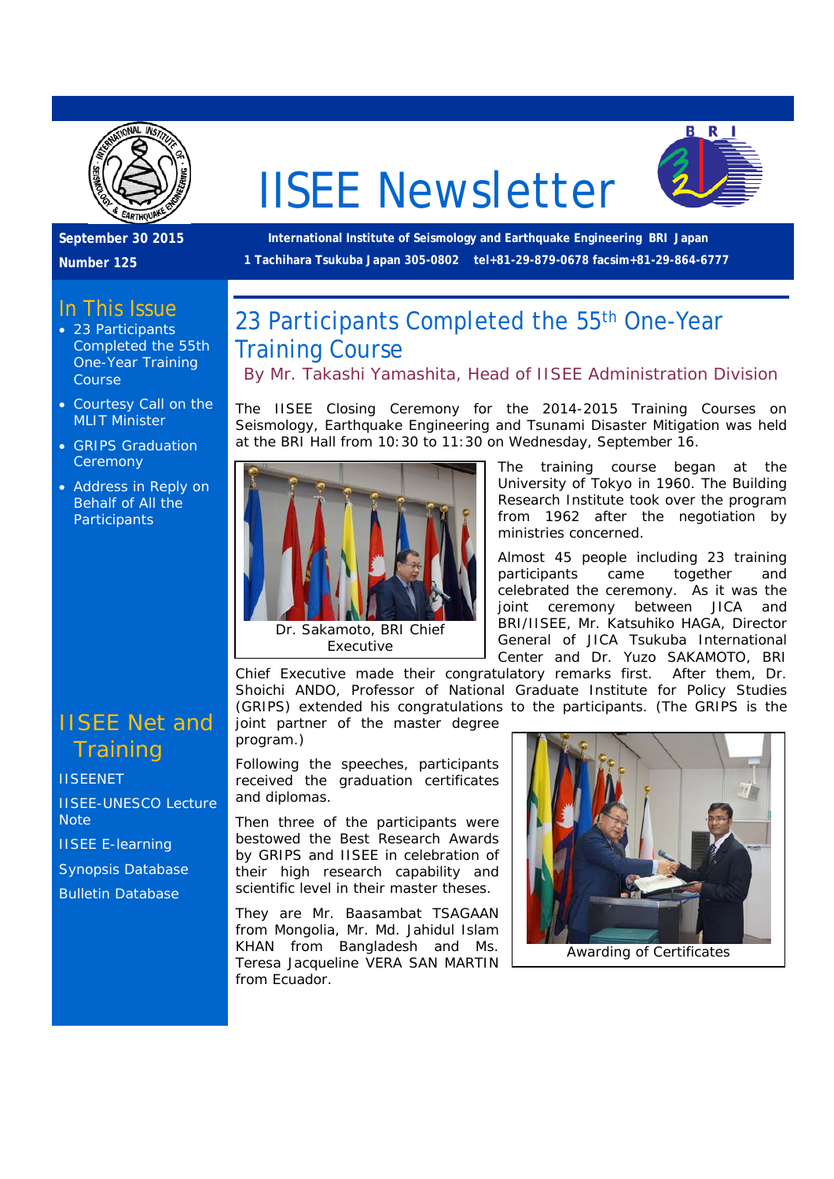# IISEE Newsletter

**September 30 2015**

**Number 125**

**International Institute of Seismology and Earthquake Engineering BRI Japan**

**1 Tachihara Tsukuba Japan 305-0802 tel+81-29-879-0678 facsim+81-29-864-6777**

## In This Issue

- 23 Participants Completed the 55th One-Year Training Course
- Courtesy Call on the MLIT Minister
- GRIPS Graduation Ceremony
- Address in Reply on Behalf of All the Participants

## IISEE Net and Training

IISEENET

IISEE-UNESCO Lecture Note

IISEE E-learning

Synopsis Database

Bulletin Database

## 23 Participants Completed the 55th One-Year Training Course

By Mr. Takashi Yamashita, Head of IISEE Administration Division

The IISEE Closing Ceremony for the 2014-2015 Training Courses on Seismology, Earthquake Engineering and Tsunami Disaster Mitigation was held at the BRI Hall from 10:30 to 11:30 on Wednesday, September 16.

Dr. Sakamoto, BRI Chief Executive

The training course began at the University of Tokyo in 1960. The Building Research Institute took over the program from 1962 after the negotiation by ministries concerned.

Almost 45 people including 23 training participants came together and celebrated the ceremony. As it was the joint ceremony between JICA and BRI/IISEE, Mr. Katsuhiko HAGA, Director General of JICA Tsukuba International Center and Dr. Yuzo SAKAMOTO, BRI Chief Executive made their congratulatory remarks first. After them, Dr. Shoichi ANDO, Professor of National Graduate Institute for Policy Studies (GRIPS) extended his congratulations to the participants. (The GRIPS is the joint partner of the master degree program.)

Following the speeches, participants received the graduation certificates and diplomas.

Then three of the participants were bestowed the Best Research Awards by GRIPS and IISEE in celebration of their high research capability and scientific level in their master theses.

They are Mr. Baasambat TSAGAAN from Mongolia, Mr. Md. Jahidul Islam KHAN from Bangladesh and Ms. Teresa Jacqueline VERA SAN MARTIN from Ecuador.

Awarding of Certificates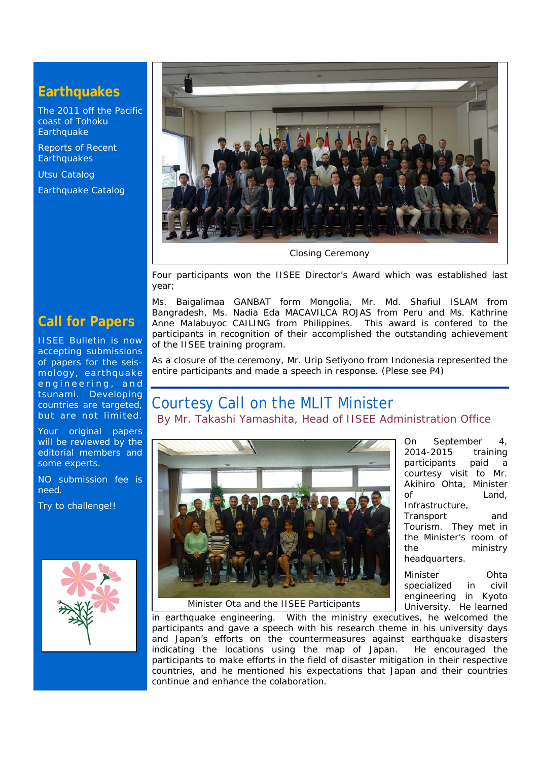Closing Ceremony

Four participants won the IISEE Director's Award which was established last year;

Ms. Baigalimaa GANBAT form Mongolia, Mr. Md. Shafiul ISLAM from Bangradesh, Ms. Nadia Eda MACAVILCA ROJAS from Peru and Ms. Kathrine Anne Malabuyoc CAILING from Philippines. This award is confered to the participants in recognition of their accomplished the outstanding achievement of the IISEE training program.

As a closure of the ceremony, Mr. Urip Setiyono from Indonesia represented the entire participants and made a speech in response. (Plese see P4)

## Courtesy Call on the MLIT Minister

By Mr. Takashi Yamashita, Head of IISEE Administration Office

Minister Ota and the IISEE Participants

On September 4, 2014-2015 training participants paid a courtesy visit to Mr. Akihiro Ohta, Minister of Land, Infrastructure, Transport and Tourism. They met in the Minister's room of the ministry headquarters.

Minister Ohta specialized in civil engineering in Kyoto University. He learned in earthquake engineering. With the ministry executives, he welcomed the participants and gave a speech with his research theme in his university days and Japan's efforts on the countermeasures against earthquake disasters indicating the locations using the map of Japan. He encouraged the participants to make efforts in the field of disaster mitigation in their respective countries, and he mentioned his expectations that Japan and their countries continue and enhance the colaboration.

## Earthquakes

The 2011 off the Pacific coast of Tohoku Earthquake

Reports of Recent Earthquakes

Utsu Catalog

Earthquake Catalog

## Call for Papers

IISEE Bulletin is now accepting submissions of papers for the seismology, earthquake engineering, and tsunami. Developing countries are targeted, but are not limited.

Your original papers will be reviewed by the editorial members and some experts.

NO submission fee is need.

Try to challenge!!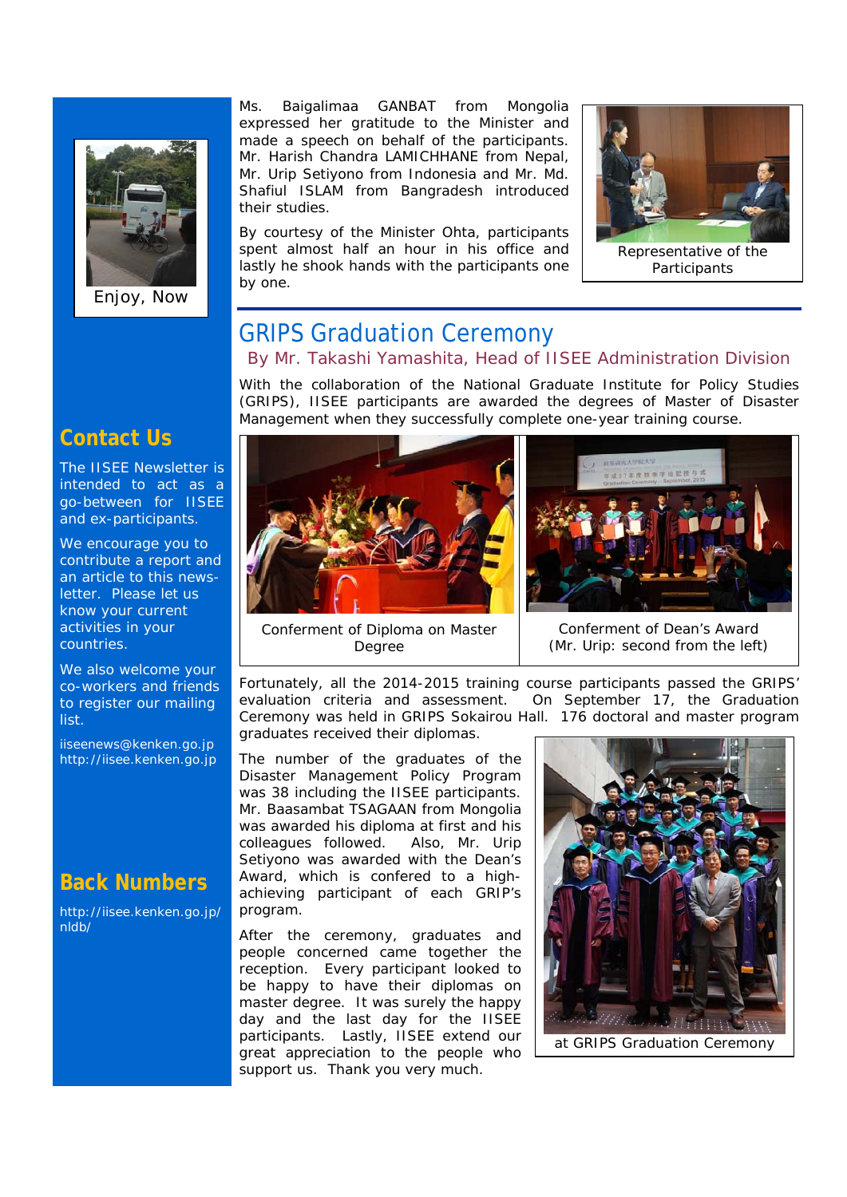Enjoy, Now

## Contact Us

The IISEE Newsletter is intended to act as a go-between for IISEE and ex-participants.

We encourage you to contribute a report and an article to this news-letter. Please let us know your current activities in your countries.

We also welcome your co-workers and friends to register our mailing list.

iiseenews@kenken.go.jp
http://iisee.kenken.go.jp

## Back Numbers

http://iisee.kenken.go.jp/nldb/

Ms. Baigalimaa GANBAT from Mongolia expressed her gratitude to the Minister and made a speech on behalf of the participants. Mr. Harish Chandra LAMICHHANE from Nepal, Mr. Urip Setiyono from Indonesia and Mr. Md. Shafiul ISLAM from Bangradesh introduced their studies.

By courtesy of the Minister Ohta, participants spent almost half an hour in his office and lastly he shook hands with the participants one by one.

Representative of the Participants

# GRIPS Graduation Ceremony

### By Mr. Takashi Yamashita, Head of IISEE Administration Division

With the collaboration of the National Graduate Institute for Policy Studies (GRIPS), IISEE participants are awarded the degrees of Master of Disaster Management when they successfully complete one-year training course.

Conferment of Diploma on Master Degree

Conferment of Dean's Award (Mr. Urip: second from the left)

Fortunately, all the 2014-2015 training course participants passed the GRIPS' evaluation criteria and assessment. On September 17, the Graduation Ceremony was held in GRIPS Sokairou Hall. 176 doctoral and master program graduates received their diplomas.

The number of the graduates of the Disaster Management Policy Program was 38 including the IISEE participants. Mr. Baasamgaan TSAGAAN from Mongolia was awarded his diploma at first and his colleagues followed. Also, Mr. Urip Setiyono was awarded with the Dean's Award, which is confered to a high-achieving participant of each GRIP's program.

After the ceremony, graduates and people concerned came together the reception. Every participant looked to be happy to have their diplomas on master degree. It was surely the happy day and the last day for the IISEE participants. Lastly, IISEE extend our great appreciation to the people who support us. Thank you very much.

at GRIPS Graduation Ceremony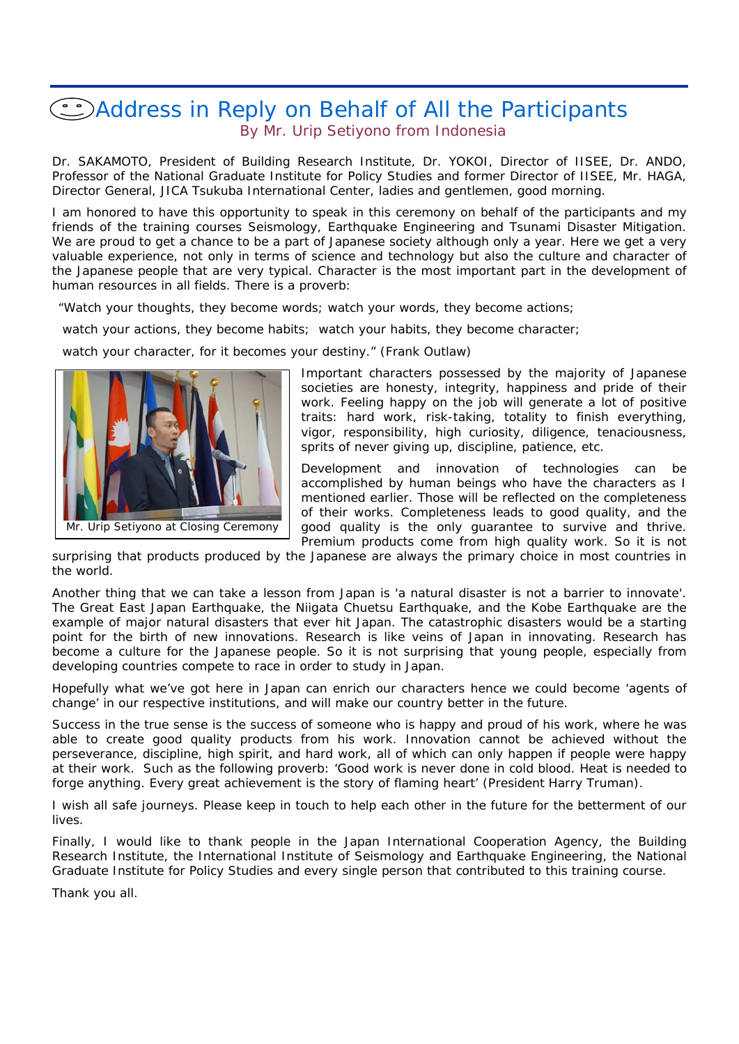# Address in Reply on Behalf of All the Participants

By Mr. Urip Setiyono from Indonesia

Dr. SAKAMOTO, President of Building Research Institute, Dr. YOKOI, Director of IISEE, Dr. ANDO, Professor of the National Graduate Institute for Policy Studies and former Director of IISEE, Mr. HAGA, Director General, JICA Tsukuba International Center, ladies and gentlemen, good morning.

I am honored to have this opportunity to speak in this ceremony on behalf of the participants and my friends of the training courses Seismology, Earthquake Engineering and Tsunami Disaster Mitigation. We are proud to get a chance to be a part of Japanese society although only a year. Here we get a very valuable experience, not only in terms of science and technology but also the culture and character of the Japanese people that are very typical. Character is the most important part in the development of human resources in all fields. There is a proverb:

"Watch your thoughts, they become words; watch your words, they become actions;

watch your actions, they become habits; watch your habits, they become character;

watch your character, for it becomes your destiny." (Frank Outlaw)

Mr. Urip Setiyono at Closing Ceremony

Important characters possessed by the majority of Japanese societies are honesty, integrity, happiness and pride of their work. Feeling happy on the job will generate a lot of positive traits: hard work, risk-taking, totality to finish everything, vigor, responsibility, high curiosity, diligence, tenaciousness, sprits of never giving up, discipline, patience, etc.

Development and innovation of technologies can be accomplished by human beings who have the characters as I mentioned earlier. Those will be reflected on the completeness of their works. Completeness leads to good quality, and the good quality is the only guarantee to survive and thrive. Premium products come from high quality work. So it is not surprising that products produced by the Japanese are always the primary choice in most countries in the world.

Another thing that we can take a lesson from Japan is 'a natural disaster is not a barrier to innovate'. The Great East Japan Earthquake, the Niigata Chuetsu Earthquake, and the Kobe Earthquake are the example of major natural disasters that ever hit Japan. The catastrophic disasters would be a starting point for the birth of new innovations. Research is like veins of Japan in innovating. Research has become a culture for the Japanese people. So it is not surprising that young people, especially from developing countries compete to race in order to study in Japan.

Hopefully what we've got here in Japan can enrich our characters hence we could become 'agents of change' in our respective institutions, and will make our country better in the future.

Success in the true sense is the success of someone who is happy and proud of his work, where he was able to create good quality products from his work. Innovation cannot be achieved without the perseverance, discipline, high spirit, and hard work, all of which can only happen if people were happy at their work. Such as the following proverb: 'Good work is never done in cold blood. Heat is needed to forge anything. Every great achievement is the story of flaming heart' (President Harry Truman).

I wish all safe journeys. Please keep in touch to help each other in the future for the betterment of our lives.

Finally, I would like to thank people in the Japan International Cooperation Agency, the Building Research Institute, the International Institute of Seismology and Earthquake Engineering, the National Graduate Institute for Policy Studies and every single person that contributed to this training course.

Thank you all.